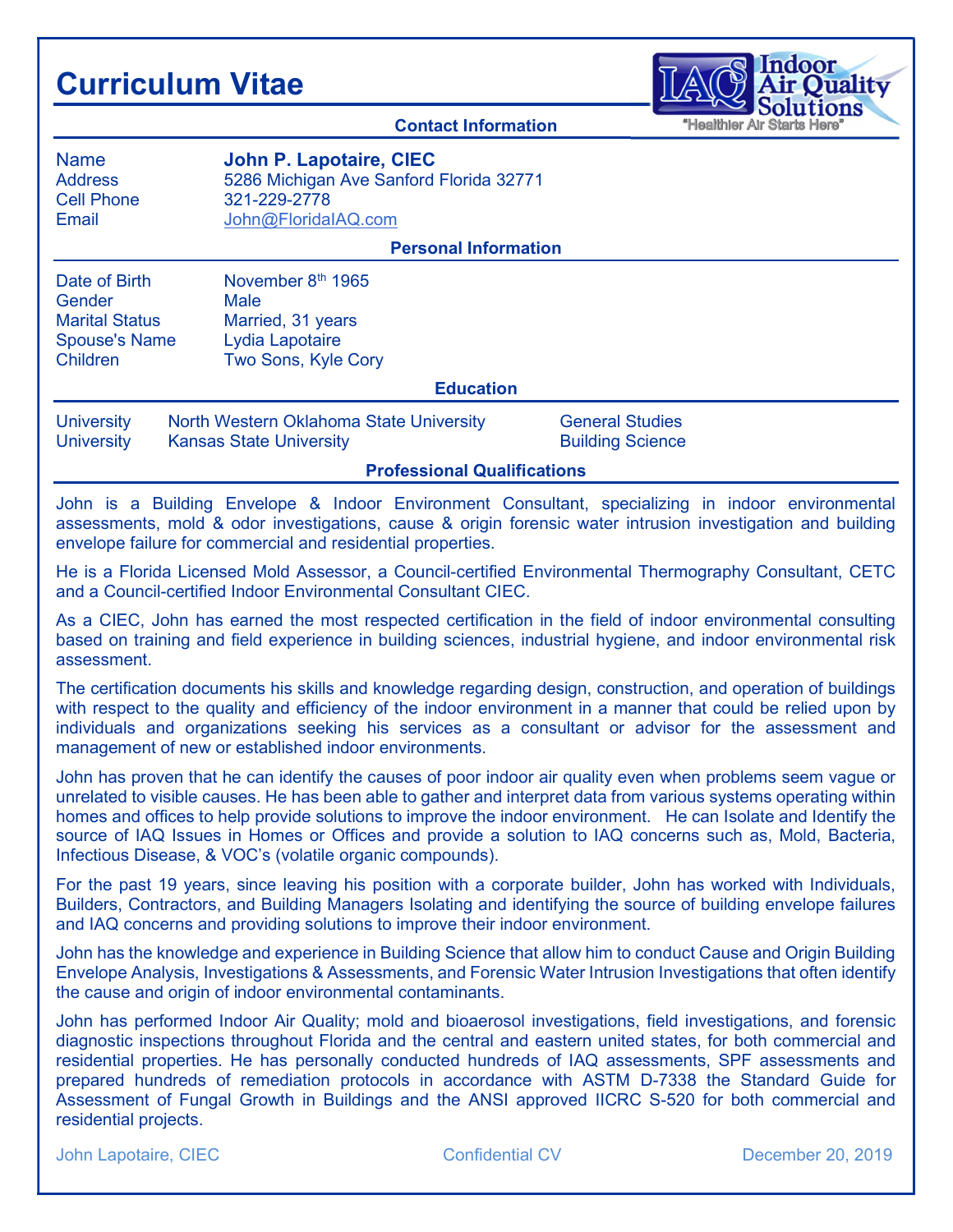# Curriculum Vitae

IAQ Indoor Air Quality Solutions
"Healthier Air Starts Here"

## Contact Information

| | |
|---|---|
| Name | **John P. Lapotaire, CIEC** |
| Address | 5286 Michigan Ave Sanford Florida 32771 |
| Cell Phone | 321-229-2778 |
| Email | John@FloridaIAQ.com |

## Personal Information

| | |
|---|---|
| Date of Birth | November 8th 1965 |
| Gender | Male |
| Marital Status | Married, 31 years |
| Spouse's Name | Lydia Lapotaire |
| Children | Two Sons, Kyle Cory |

## Education

| | | |
|---|---|---|
| University | North Western Oklahoma State University | General Studies |
| University | Kansas State University | Building Science |

## Professional Qualifications

John is a Building Envelope & Indoor Environment Consultant, specializing in indoor environmental assessments, mold & odor investigations, cause & origin forensic water intrusion investigation and building envelope failure for commercial and residential properties.

He is a Florida Licensed Mold Assessor, a Council-certified Environmental Thermography Consultant, CETC and a Council-certified Indoor Environmental Consultant CIEC.

As a CIEC, John has earned the most respected certification in the field of indoor environmental consulting based on training and field experience in building sciences, industrial hygiene, and indoor environmental risk assessment.

The certification documents his skills and knowledge regarding design, construction, and operation of buildings with respect to the quality and efficiency of the indoor environment in a manner that could be relied upon by individuals and organizations seeking his services as a consultant or advisor for the assessment and management of new or established indoor environments.

John has proven that he can identify the causes of poor indoor air quality even when problems seem vague or unrelated to visible causes. He has been able to gather and interpret data from various systems operating within homes and offices to help provide solutions to improve the indoor environment. He can Isolate and Identify the source of IAQ Issues in Homes or Offices and provide a solution to IAQ concerns such as, Mold, Bacteria, Infectious Disease, & VOC's (volatile organic compounds).

For the past 19 years, since leaving his position with a corporate builder, John has worked with Individuals, Builders, Contractors, and Building Managers Isolating and identifying the source of building envelope failures and IAQ concerns and providing solutions to improve their indoor environment.

John has the knowledge and experience in Building Science that allow him to conduct Cause and Origin Building Envelope Analysis, Investigations & Assessments, and Forensic Water Intrusion Investigations that often identify the cause and origin of indoor environmental contaminants.

John has performed Indoor Air Quality; mold and bioaerosol investigations, field investigations, and forensic diagnostic inspections throughout Florida and the central and eastern united states, for both commercial and residential properties. He has personally conducted hundreds of IAQ assessments, SPF assessments and prepared hundreds of remediation protocols in accordance with ASTM D-7338 the Standard Guide for Assessment of Fungal Growth in Buildings and the ANSI approved IICRC S-520 for both commercial and residential projects.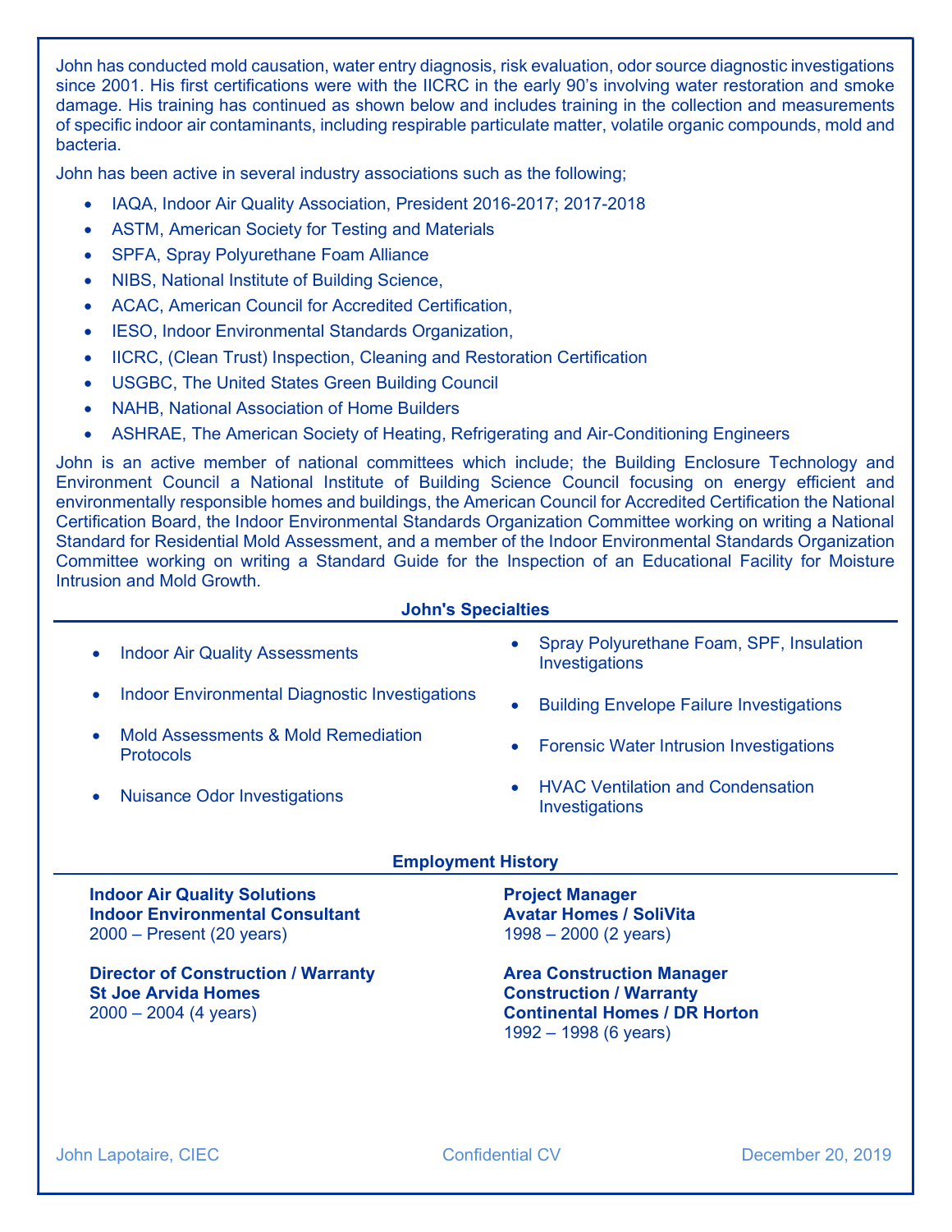John has conducted mold causation, water entry diagnosis, risk evaluation, odor source diagnostic investigations since 2001. His first certifications were with the IICRC in the early 90's involving water restoration and smoke damage. His training has continued as shown below and includes training in the collection and measurements of specific indoor air contaminants, including respirable particulate matter, volatile organic compounds, mold and bacteria.

John has been active in several industry associations such as the following;

- IAQA, Indoor Air Quality Association, President 2016-2017; 2017-2018
- ASTM, American Society for Testing and Materials
- SPFA, Spray Polyurethane Foam Alliance
- NIBS, National Institute of Building Science,
- ACAC, American Council for Accredited Certification,
- IESO, Indoor Environmental Standards Organization,
- IICRC, (Clean Trust) Inspection, Cleaning and Restoration Certification
- USGBC, The United States Green Building Council
- NAHB, National Association of Home Builders
- ASHRAE, The American Society of Heating, Refrigerating and Air-Conditioning Engineers

John is an active member of national committees which include; the Building Enclosure Technology and Environment Council a National Institute of Building Science Council focusing on energy efficient and environmentally responsible homes and buildings, the American Council for Accredited Certification the National Certification Board, the Indoor Environmental Standards Organization Committee working on writing a National Standard for Residential Mold Assessment, and a member of the Indoor Environmental Standards Organization Committee working on writing a Standard Guide for the Inspection of an Educational Facility for Moisture Intrusion and Mold Growth.

## John's Specialties

- Indoor Air Quality Assessments
- Indoor Environmental Diagnostic Investigations
- Mold Assessments & Mold Remediation Protocols
- Nuisance Odor Investigations
- Spray Polyurethane Foam, SPF, Insulation Investigations
- Building Envelope Failure Investigations
- Forensic Water Intrusion Investigations
- HVAC Ventilation and Condensation Investigations

## Employment History

**Indoor Air Quality Solutions**
**Indoor Environmental Consultant**
2000 – Present (20 years)

**Director of Construction / Warranty**
**St Joe Arvida Homes**
2000 – 2004 (4 years)

**Project Manager**
**Avatar Homes / SoliVita**
1998 – 2000 (2 years)

**Area Construction Manager**
**Construction / Warranty**
**Continental Homes / DR Horton**
1992 – 1998 (6 years)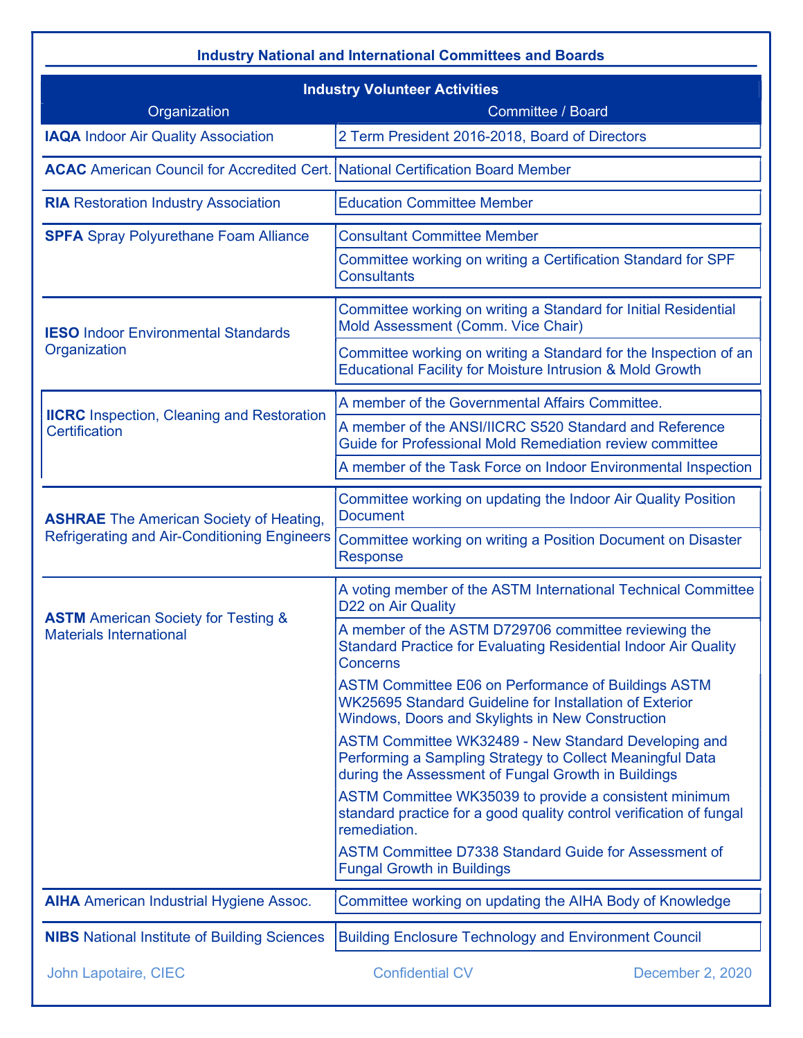## Industry National and International Committees and Boards

| Industry Volunteer Activities | |
|---|---|
| Organization | Committee / Board |
| **IAQA** Indoor Air Quality Association | 2 Term President 2016-2018, Board of Directors |
| **ACAC** American Council for Accredited Cert. | National Certification Board Member |
| **RIA** Restoration Industry Association | Education Committee Member |
| **SPFA** Spray Polyurethane Foam Alliance | Consultant Committee Member |
| | Committee working on writing a Certification Standard for SPF Consultants |
| **IESO** Indoor Environmental Standards Organization | Committee working on writing a Standard for Initial Residential Mold Assessment (Comm. Vice Chair) |
| | Committee working on writing a Standard for the Inspection of an Educational Facility for Moisture Intrusion & Mold Growth |
| **IICRC** Inspection, Cleaning and Restoration Certification | A member of the Governmental Affairs Committee. |
| | A member of the ANSI/IICRC S520 Standard and Reference Guide for Professional Mold Remediation review committee |
| | A member of the Task Force on Indoor Environmental Inspection |
| **ASHRAE** The American Society of Heating, Refrigerating and Air-Conditioning Engineers | Committee working on updating the Indoor Air Quality Position Document |
| | Committee working on writing a Position Document on Disaster Response |
| **ASTM** American Society for Testing & Materials International | A voting member of the ASTM International Technical Committee D22 on Air Quality |
| | A member of the ASTM D729706 committee reviewing the Standard Practice for Evaluating Residential Indoor Air Quality Concerns |
| | ASTM Committee E06 on Performance of Buildings ASTM WK25695 Standard Guideline for Installation of Exterior Windows, Doors and Skylights in New Construction |
| | ASTM Committee WK32489 - New Standard Developing and Performing a Sampling Strategy to Collect Meaningful Data during the Assessment of Fungal Growth in Buildings |
| | ASTM Committee WK35039 to provide a consistent minimum standard practice for a good quality control verification of fungal remediation. |
| | ASTM Committee D7338 Standard Guide for Assessment of Fungal Growth in Buildings |
| **AIHA** American Industrial Hygiene Assoc. | Committee working on updating the AIHA Body of Knowledge |
| **NIBS** National Institute of Building Sciences | Building Enclosure Technology and Environment Council |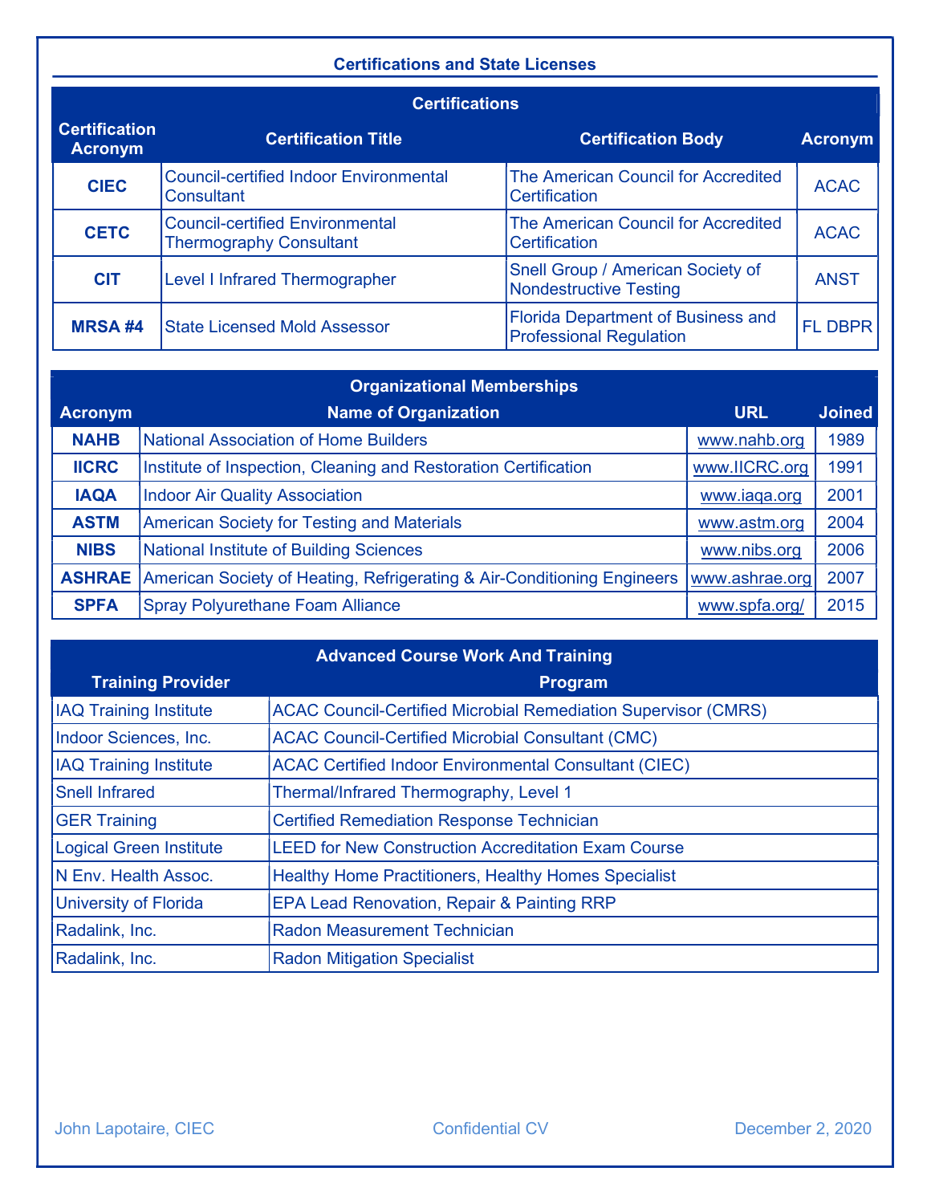## Certifications and State Licenses

| Certifications | | | |
|---|---|---|---|
| **Certification Acronym** | **Certification Title** | **Certification Body** | **Acronym** |
| **CIEC** | Council-certified Indoor Environmental Consultant | The American Council for Accredited Certification | ACAC |
| **CETC** | Council-certified Environmental Thermography Consultant | The American Council for Accredited Certification | ACAC |
| **CIT** | Level I Infrared Thermographer | Snell Group / American Society of Nondestructive Testing | ANST |
| **MRSA #4** | State Licensed Mold Assessor | Florida Department of Business and Professional Regulation | FL DBPR |

| Organizational Memberships | | | |
|---|---|---|---|
| **Acronym** | **Name of Organization** | **URL** | **Joined** |
| **NAHB** | National Association of Home Builders | www.nahb.org | 1989 |
| **IICRC** | Institute of Inspection, Cleaning and Restoration Certification | www.IICRC.org | 1991 |
| **IAQA** | Indoor Air Quality Association | www.iaqa.org | 2001 |
| **ASTM** | American Society for Testing and Materials | www.astm.org | 2004 |
| **NIBS** | National Institute of Building Sciences | www.nibs.org | 2006 |
| **ASHRAE** | American Society of Heating, Refrigerating & Air-Conditioning Engineers | www.ashrae.org | 2007 |
| **SPFA** | Spray Polyurethane Foam Alliance | www.spfa.org/ | 2015 |

| Advanced Course Work And Training | |
|---|---|
| **Training Provider** | **Program** |
| IAQ Training Institute | ACAC Council-Certified Microbial Remediation Supervisor (CMRS) |
| Indoor Sciences, Inc. | ACAC Council-Certified Microbial Consultant (CMC) |
| IAQ Training Institute | ACAC Certified Indoor Environmental Consultant (CIEC) |
| Snell Infrared | Thermal/Infrared Thermography, Level 1 |
| GER Training | Certified Remediation Response Technician |
| Logical Green Institute | LEED for New Construction Accreditation Exam Course |
| N Env. Health Assoc. | Healthy Home Practitioners, Healthy Homes Specialist |
| University of Florida | EPA Lead Renovation, Repair & Painting RRP |
| Radalink, Inc. | Radon Measurement Technician |
| Radalink, Inc. | Radon Mitigation Specialist |